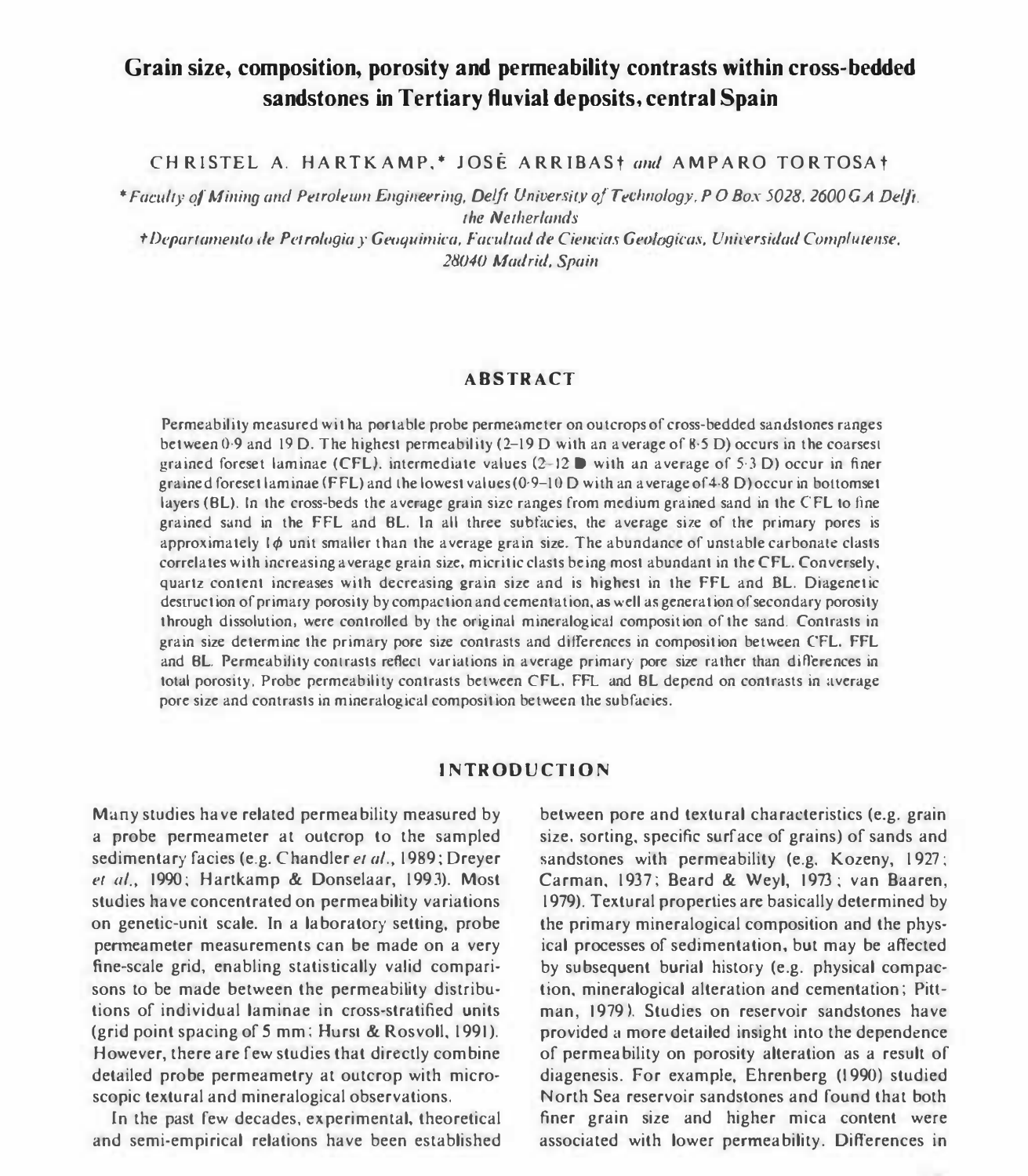# Grain size, composition, porosity and permeability contrasts within cross-bedded sandstones in Tertiary fluvial deposits, central Spain

CHRISTEL A. HARTKAMP,* JOSÉ ARRIBAS† *and* AMPARO TORTOSA†

*\*Faculty of Mining and Petroleum Engineering, Delft University of Technology, P O Box 5028, 2600 GA Delft, the Netherlands*

*†Departamento de Petrologia y Geoquimica, Facultad de Ciencias Geologicas, Universidad Complutense, 28040 Madrid, Spain*

## ABSTRACT

Permeability measured with a portable probe permeameter on outcrops of cross-bedded sandstones ranges between 0·9 and 19 D. The highest permeability (2–19 D with an average of 8·5 D) occurs in the coarsest grained foreset laminae (CFL), intermediate values (2–12 D with an average of 5·3 D) occur in finer grained foreset laminae (FFL) and the lowest values (0·9–10 D with an average of 4·8 D) occur in bottomset layers (BL). In the cross-beds the average grain size ranges from medium grained sand in the CFL to fine grained sand in the FFL and BL. In all three subfacies, the average size of the primary pores is approximately 1$\phi$ unit smaller than the average grain size. The abundance of unstable carbonate clasts correlates with increasing average grain size, micritic clasts being most abundant in the CFL. Conversely, quartz content increases with decreasing grain size and is highest in the FFL and BL. Diagenetic destruction of primary porosity by compaction and cementation, as well as generation of secondary porosity through dissolution, were controlled by the original mineralogical composition of the sand. Contrasts in grain size determine the primary pore size contrasts and differences in composition between CFL, FFL and BL. Permeability contrasts reflect variations in average primary pore size rather than differences in total porosity. Probe permeability contrasts between CFL, FFL and BL depend on contrasts in average pore size and contrasts in mineralogical composition between the subfacies.

## INTRODUCTION

Many studies have related permeability measured by a probe permeameter at outcrop to the sampled sedimentary facies (e.g. Chandler *et al.*, 1989; Dreyer *et al.*, 1990; Hartkamp & Donselaar, 1993). Most studies have concentrated on permeability variations on genetic-unit scale. In a laboratory setting, probe permeameter measurements can be made on a very fine-scale grid, enabling statistically valid comparisons to be made between the permeability distributions of individual laminae in cross-stratified units (grid point spacing of 5 mm; Hurst & Rosvoll, 1991). However, there are few studies that directly combine detailed probe permeametry at outcrop with microscopic textural and mineralogical observations.

In the past few decades, experimental, theoretical and semi-empirical relations have been established between pore and textural characteristics (e.g. grain size, sorting, specific surface of grains) of sands and sandstones with permeability (e.g. Kozeny, 1927; Carman, 1937; Beard & Weyl, 1973; van Baaren, 1979). Textural properties are basically determined by the primary mineralogical composition and the physical processes of sedimentation, but may be affected by subsequent burial history (e.g. physical compaction, mineralogical alteration and cementation; Pittman, 1979). Studies on reservoir sandstones have provided a more detailed insight into the dependence of permeability on porosity alteration as a result of diagenesis. For example, Ehrenberg (1990) studied North Sea reservoir sandstones and found that both finer grain size and higher mica content were associated with lower permeability. Differences in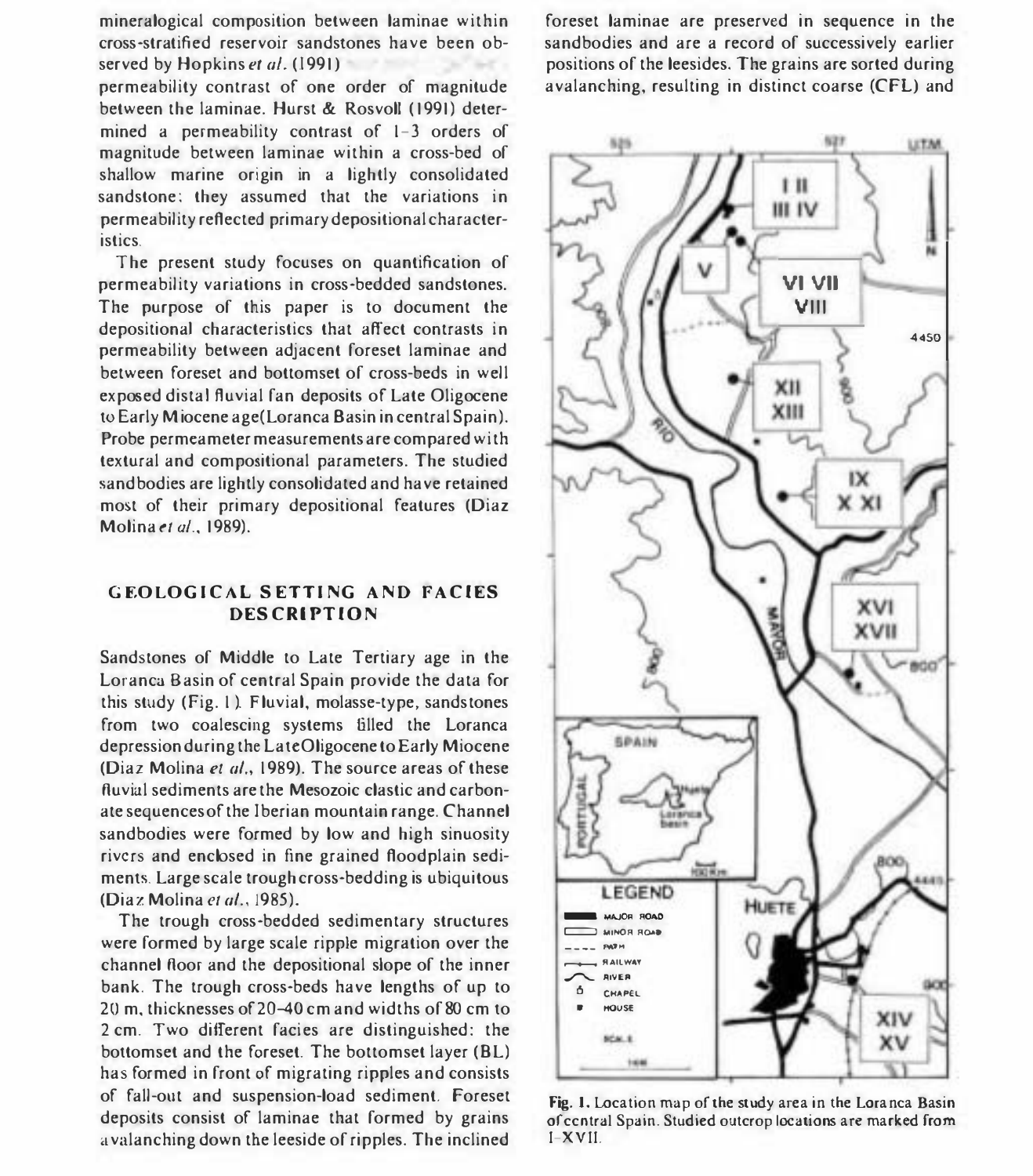mineralogical composition between laminae within cross-stratified reservoir sandstones have been observed by Hopkins *et al.* (1991) permeability contrast of one order of magnitude between the laminae. Hurst & Rosvoll (1991) determined a permeability contrast of 1–3 orders of magnitude between laminae within a cross-bed of shallow marine origin in a lightly consolidated sandstone; they assumed that the variations in permeability reflected primary depositional characteristics.

The present study focuses on quantification of permeability variations in cross-bedded sandstones. The purpose of this paper is to document the depositional characteristics that affect contrasts in permeability between adjacent foreset laminae and between foreset and bottomset of cross-beds in well exposed distal fluvial fan deposits of Late Oligocene to Early Miocene age (Loranca Basin in central Spain). Probe permeameter measurements are compared with textural and compositional parameters. The studied sandbodies are lightly consolidated and have retained most of their primary depositional features (Diaz Molina *et al.*, 1989).

## GEOLOGICAL SETTING AND FACIES DESCRIPTION

Sandstones of Middle to Late Tertiary age in the Loranca Basin of central Spain provide the data for this study (Fig. 1). Fluvial, molasse-type, sandstones from two coalescing systems filled the Loranca depression during the Late Oligocene to Early Miocene (Diaz Molina *et al.*, 1989). The source areas of these fluvial sediments are the Mesozoic clastic and carbonate sequences of the Iberian mountain range. Channel sandbodies were formed by low and high sinuosity rivers and enclosed in fine grained floodplain sediments. Large scale trough cross-bedding is ubiquitous (Diaz Molina *et al.*, 1985).

The trough cross-bedded sedimentary structures were formed by large scale ripple migration over the channel floor and the depositional slope of the inner bank. The trough cross-beds have lengths of up to 20 m, thicknesses of 20–40 cm and widths of 80 cm to 2 cm. Two different facies are distinguished: the bottomset and the foreset. The bottomset layer (BL) has formed in front of migrating ripples and consists of fall-out and suspension-load sediment. Foreset deposits consist of laminae that formed by grains avalanching down the leeside of ripples. The inclined foreset laminae are preserved in sequence in the sandbodies and are a record of successively earlier positions of the leesides. The grains are sorted during avalanching, resulting in distinct coarse (CFL) and

Fig. 1. Location map of the study area in the Loranca Basin of central Spain. Studied outcrop locations are marked from I–XVII.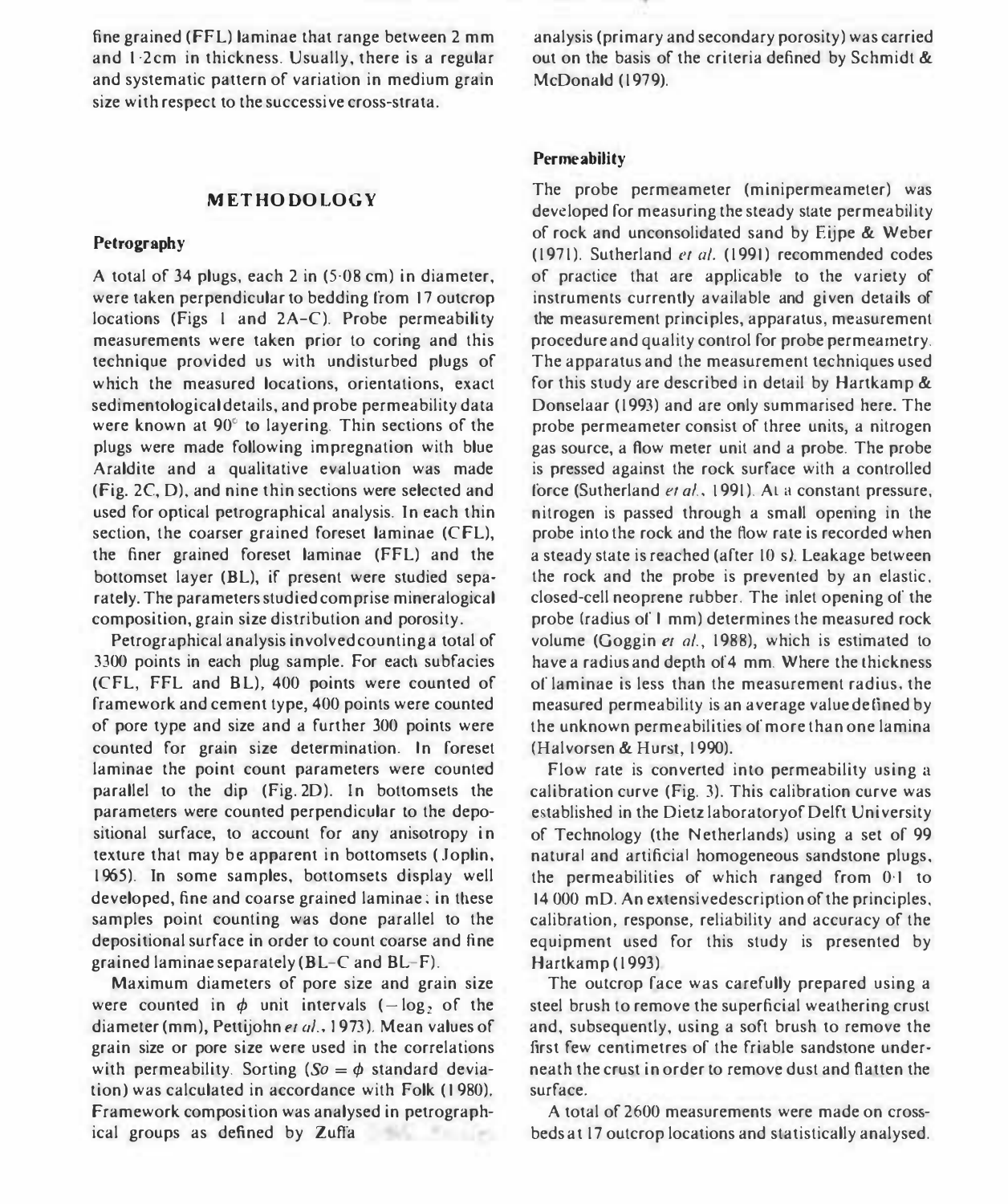fine grained (FFL) laminae that range between 2 mm and 1·2cm in thickness. Usually, there is a regular and systematic pattern of variation in medium grain size with respect to the successive cross-strata.

## METHODOLOGY

### Petrography

A total of 34 plugs, each 2 in (5·08 cm) in diameter, were taken perpendicular to bedding from 17 outcrop locations (Figs 1 and 2A–C). Probe permeability measurements were taken prior to coring and this technique provided us with undisturbed plugs of which the measured locations, orientations, exact sedimentological details, and probe permeability data were known at 90° to layering. Thin sections of the plugs were made following impregnation with blue Araldite and a qualitative evaluation was made (Fig. 2C, D), and nine thin sections were selected and used for optical petrographical analysis. In each thin section, the coarser grained foreset laminae (CFL), the finer grained foreset laminae (FFL) and the bottomset layer (BL), if present were studied separately. The parameters studied comprise mineralogical composition, grain size distribution and porosity.

Petrographical analysis involved counting a total of 3300 points in each plug sample. For each subfacies (CFL, FFL and BL), 400 points were counted of framework and cement type, 400 points were counted of pore type and size and a further 300 points were counted for grain size determination. In foreset laminae the point count parameters were counted parallel to the dip (Fig. 2D). In bottomsets the parameters were counted perpendicular to the depositional surface, to account for any anisotropy in texture that may be apparent in bottomsets (Joplin, 1965). In some samples, bottomsets display well developed, fine and coarse grained laminae; in these samples point counting was done parallel to the depositional surface in order to count coarse and fine grained laminae separately (BL–C and BL–F).

Maximum diameters of pore size and grain size were counted in $\phi$ unit intervals ($-\log_2$ of the diameter (mm), Pettijohn *et al.*, 1973). Mean values of grain size or pore size were used in the correlations with permeability. Sorting ($So = \phi$ standard deviation) was calculated in accordance with Folk (1980). Framework composition was analysed in petrographical groups as defined by Zuffa analysis (primary and secondary porosity) was carried out on the basis of the criteria defined by Schmidt & McDonald (1979).

### Permeability

The probe permeameter (minipermeameter) was developed for measuring the steady state permeability of rock and unconsolidated sand by Eijpe & Weber (1971). Sutherland *et al.* (1991) recommended codes of practice that are applicable to the variety of instruments currently available and given details of the measurement principles, apparatus, measurement procedure and quality control for probe permeametry. The apparatus and the measurement techniques used for this study are described in detail by Hartkamp & Donselaar (1993) and are only summarised here. The probe permeameter consist of three units, a nitrogen gas source, a flow meter unit and a probe. The probe is pressed against the rock surface with a controlled force (Sutherland *et al.*, 1991). At a constant pressure, nitrogen is passed through a small opening in the probe into the rock and the flow rate is recorded when a steady state is reached (after 10 s). Leakage between the rock and the probe is prevented by an elastic, closed-cell neoprene rubber. The inlet opening of the probe (radius of 1 mm) determines the measured rock volume (Goggin *et al.*, 1988), which is estimated to have a radius and depth of 4 mm. Where the thickness of laminae is less than the measurement radius, the measured permeability is an average value defined by the unknown permeabilities of more than one lamina (Halvorsen & Hurst, 1990).

Flow rate is converted into permeability using a calibration curve (Fig. 3). This calibration curve was established in the Dietz laboratory of Delft University of Technology (the Netherlands) using a set of 99 natural and artificial homogeneous sandstone plugs, the permeabilities of which ranged from 0·1 to 14 000 mD. An extensive description of the principles, calibration, response, reliability and accuracy of the equipment used for this study is presented by Hartkamp (1993).

The outcrop face was carefully prepared using a steel brush to remove the superficial weathering crust and, subsequently, using a soft brush to remove the first few centimetres of the friable sandstone underneath the crust in order to remove dust and flatten the surface.

A total of 2600 measurements were made on cross-beds at 17 outcrop locations and statistically analysed.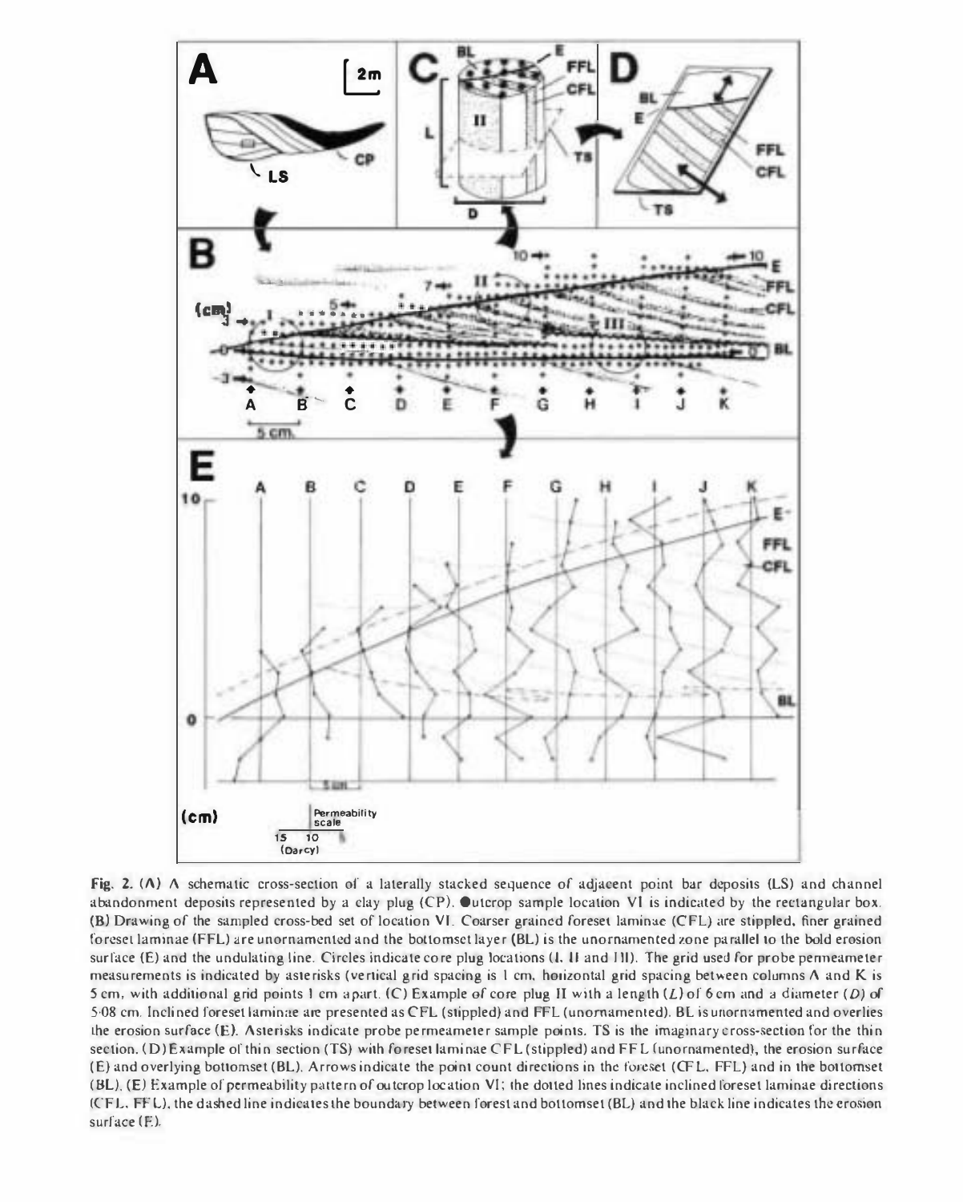Fig. 2. (A) A schematic cross-section of a laterally stacked sequence of adjacent point bar deposits (LS) and channel abandonment deposits represented by a clay plug (CP). Outcrop sample location VI is indicated by the rectangular box. (B) Drawing of the sampled cross-bed set of location VI. Coarser grained foreset laminae (CFL) are stippled, finer grained foreset laminae (FFL) are unornamented and the bottomset layer (BL) is the unornamented zone parallel to the bold erosion surface (E) and the undulating line. Circles indicate core plug locations (I, II and III). The grid used for probe permeameter measurements is indicated by asterisks (vertical grid spacing is 1 cm, horizontal grid spacing between columns A and K is 5 cm, with additional grid points 1 cm apart. (C) Example of core plug II with a length ($L$) of 6 cm and a diameter ($D$) of 5·08 cm. Inclined foreset laminae are presented as CFL (stippled) and FFL (unornamented). BL is unornamented and overlies the erosion surface (E). Asterisks indicate probe permeameter sample points. TS is the imaginary cross-section for the thin section. (D) Example of thin section (TS) with foreset laminae CFL (stippled) and FFL (unornamented), the erosion surface (E) and overlying bottomset (BL). Arrows indicate the point count directions in the foreset (CFL, FFL) and in the bottomset (BL). (E) Example of permeability pattern of outcrop location VI; the dotted lines indicate inclined foreset laminae directions (CFL, FFL), the dashed line indicates the boundary between forest and bottomset (BL) and the black line indicates the erosion surface (E).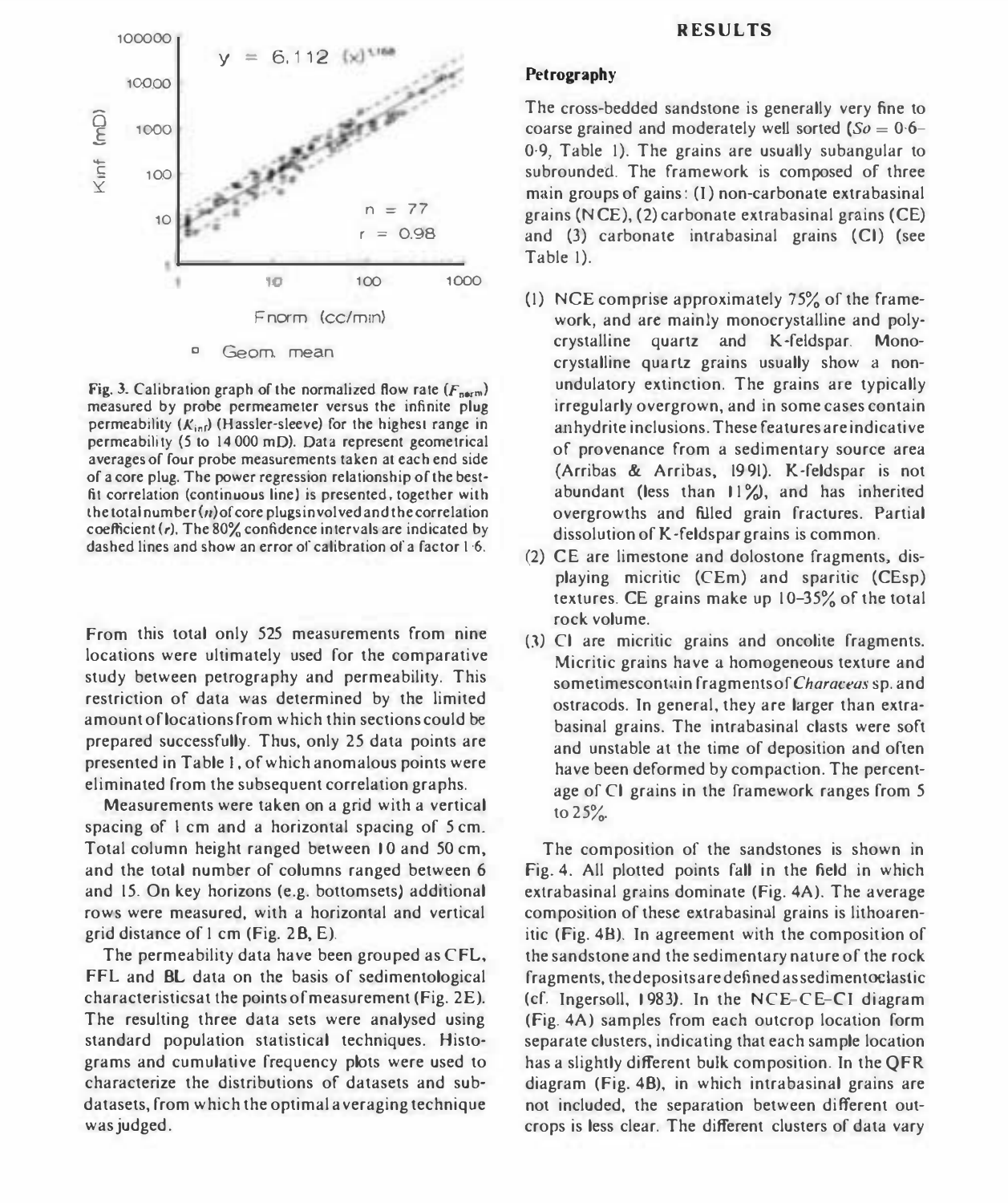Fig. 3. Calibration graph of the normalized flow rate ($F_{norm}$) measured by probe permeameter versus the infinite plug permeability ($K_{inf}$) (Hassler-sleeve) for the highest range in permeability (5 to 14 000 mD). Data represent geometrical averages of four probe measurements taken at each end side of a core plug. The power regression relationship of the best-fit correlation (continuous line) is presented, together with the total number ($n$) of core plugs involved and the correlation coefficient ($r$). The 80% confidence intervals are indicated by dashed lines and show an error of calibration of a factor 1·6.

From this total only 525 measurements from nine locations were ultimately used for the comparative study between petrography and permeability. This restriction of data was determined by the limited amount of locations from which thin sections could be prepared successfully. Thus, only 25 data points are presented in Table 1, of which anomalous points were eliminated from the subsequent correlation graphs.

Measurements were taken on a grid with a vertical spacing of 1 cm and a horizontal spacing of 5 cm. Total column height ranged between 10 and 50 cm, and the total number of columns ranged between 6 and 15. On key horizons (e.g. bottomsets) additional rows were measured, with a horizontal and vertical grid distance of 1 cm (Fig. 2B, E).

The permeability data have been grouped as CFL, FFL and BL data on the basis of sedimentological characteristics at the points of measurement (Fig. 2E). The resulting three data sets were analysed using standard population statistical techniques. Histograms and cumulative frequency plots were used to characterize the distributions of datasets and sub-datasets, from which the optimal averaging technique was judged.

## RESULTS

### Petrography

The cross-bedded sandstone is generally very fine to coarse grained and moderately well sorted ($So = 0·6$–$0·9$, Table 1). The grains are usually subangular to subrounded. The framework is composed of three main groups of gains: (1) non-carbonate extrabasinal grains (NCE), (2) carbonate extrabasinal grains (CE) and (3) carbonate intrabasinal grains (CI) (see Table 1).

(1) NCE comprise approximately 75% of the framework, and are mainly monocrystalline and polycrystalline quartz and K-feldspar. Monocrystalline quartz grains usually show a non-undulatory extinction. The grains are typically irregularly overgrown, and in some cases contain anhydrite inclusions. These features are indicative of provenance from a sedimentary source area (Arribas & Arribas, 1991). K-feldspar is not abundant (less than 11%), and has inherited overgrowths and filled grain fractures. Partial dissolution of K-feldspar grains is common.

(2) CE are limestone and dolostone fragments, displaying micritic (CEm) and sparitic (CEsp) textures. CE grains make up 10–35% of the total rock volume.

(3) CI are micritic grains and oncolite fragments. Micritic grains have a homogeneous texture and sometimes contain fragments of *Characeas* sp. and ostracods. In general, they are larger than extrabasinal grains. The intrabasinal clasts were soft and unstable at the time of deposition and often have been deformed by compaction. The percentage of CI grains in the framework ranges from 5 to 25%.

The composition of the sandstones is shown in Fig. 4. All plotted points fall in the field in which extrabasinal grains dominate (Fig. 4A). The average composition of these extrabasinal grains is lithoarenitic (Fig. 4B). In agreement with the composition of the sandstone and the sedimentary nature of the rock fragments, the deposits are defined as sedimentoclastic (cf. Ingersoll, 1983). In the NCE–CE–CI diagram (Fig. 4A) samples from each outcrop location form separate clusters, indicating that each sample location has a slightly different bulk composition. In the QFR diagram (Fig. 4B), in which intrabasinal grains are not included, the separation between different outcrops is less clear. The different clusters of data vary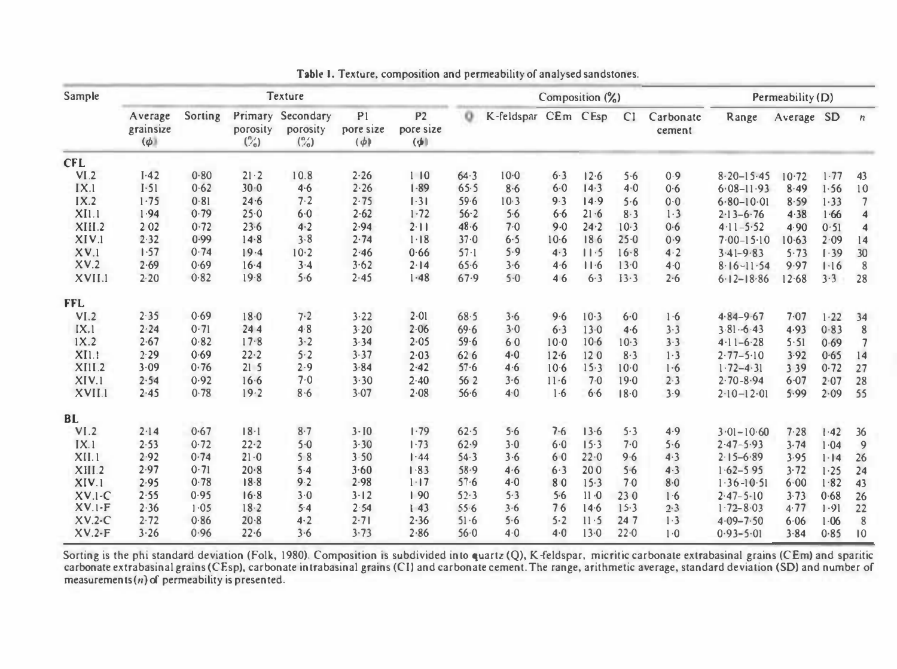**Table 1.** Texture, composition and permeability of analysed sandstones.

| Sample | Texture | | | | | | Composition (%) | | | | | | Permeability (D) | | | |
|---|---|---|---|---|---|---|---|---|---|---|---|---|---|---|---|---|
| | Average grainsize (φ) | Sorting | Primary porosity (%) | Secondary porosity (%) | P1 pore size (φ) | P2 pore size (φ) | Q | K-feldspar | CEm | CEsp | CI | Carbonate cement | Range | Average | SD | n |
| **CFL** | | | | | | | | | | | | | | | | |
| VI.2 | 1·42 | 0·80 | 21·2 | 10.8 | 2·26 | 1·10 | 64·3 | 10·0 | 6·3 | 12·6 | 5·6 | 0·9 | 8·20–15·45 | 10·72 | 1·77 | 43 |
| IX.1 | 1·51 | 0·62 | 30·0 | 4·6 | 2·26 | 1·89 | 65·5 | 8·6 | 6·0 | 14·3 | 4·0 | 0·6 | 6·08–11·93 | 8·49 | 1·56 | 10 |
| IX.2 | 1·75 | 0·81 | 24·6 | 7·2 | 2·75 | 1·31 | 59·6 | 10·3 | 9·3 | 14·9 | 5·6 | 0·0 | 6·80–10·01 | 8·59 | 1·33 | 7 |
| XII.1 | 1·94 | 0·79 | 25·0 | 6·0 | 2·62 | 1·72 | 56·2 | 5·6 | 6·6 | 21·6 | 8·3 | 1·3 | 2·13–6·76 | 4·38 | 1·66 | 4 |
| XIII.2 | 2·02 | 0·72 | 23·6 | 4·2 | 2·94 | 2·11 | 48·6 | 7·0 | 9·0 | 24·2 | 10·3 | 0·6 | 4·11–5·52 | 4·90 | 0·51 | 4 |
| XIV.1 | 2·32 | 0·99 | 14·8 | 3·8 | 2·74 | 1·18 | 37·0 | 6·5 | 10·6 | 18·6 | 25·0 | 0·9 | 7·00–15·10 | 10·63 | 2·09 | 14 |
| XV.1 | 1·57 | 0·74 | 19·4 | 10·2 | 2·46 | 0·66 | 57·1 | 5·9 | 4·3 | 11·5 | 16·8 | 4·2 | 3·41–9·83 | 5·73 | 1·39 | 30 |
| XV.2 | 2·69 | 0·69 | 16·4 | 3·4 | 3·62 | 2·14 | 65·6 | 3·6 | 4·6 | 11·6 | 13·0 | 4·0 | 8·16–11·54 | 9·97 | 1·16 | 8 |
| XVII.1 | 2·20 | 0·82 | 19·8 | 5·6 | 2·45 | 1·48 | 67·9 | 5·0 | 4·6 | 6·3 | 13·3 | 2·6 | 6·12–18·86 | 12·68 | 3·3 | 28 |
| **FFL** | | | | | | | | | | | | | | | | |
| VI.2 | 2·35 | 0·69 | 18·0 | 7·2 | 3·22 | 2·01 | 68·5 | 3·6 | 9·6 | 10·3 | 6·0 | 1·6 | 4·84–9·67 | 7·07 | 1·22 | 34 |
| IX.1 | 2·24 | 0·71 | 24·4 | 4·8 | 3·20 | 2·06 | 69·6 | 3·0 | 6·3 | 13·0 | 4·6 | 3·3 | 3·81–6·43 | 4·93 | 0·83 | 8 |
| IX.2 | 2·67 | 0·82 | 17·8 | 3·2 | 3·34 | 2·05 | 59·6 | 6·0 | 10·0 | 10·6 | 10·3 | 3·3 | 4·11–6·28 | 5·51 | 0·69 | 7 |
| XII.1 | 2·29 | 0·69 | 22·2 | 5·2 | 3·37 | 2·03 | 62·6 | 4·0 | 12·6 | 12·0 | 8·3 | 1·3 | 2·77–5·10 | 3·92 | 0·65 | 14 |
| XIII.2 | 3·09 | 0·76 | 21·5 | 2·9 | 3·84 | 2·42 | 57·6 | 4·6 | 10·6 | 15·3 | 10·0 | 1·6 | 1·72–4·31 | 3·39 | 0·72 | 27 |
| XIV.1 | 2·54 | 0·92 | 16·6 | 7·0 | 3·30 | 2·40 | 56·2 | 3·6 | 11·6 | 7·0 | 19·0 | 2·3 | 2·70–8·94 | 6·07 | 2·07 | 28 |
| XVII.1 | 2·45 | 0·78 | 19·2 | 8·6 | 3·07 | 2·08 | 56·6 | 4·0 | 1·6 | 6·6 | 18·0 | 3·9 | 2·10–12·01 | 5·99 | 2·09 | 55 |
| **BL** | | | | | | | | | | | | | | | | |
| VI.2 | 2·14 | 0·67 | 18·1 | 8·7 | 3·10 | 1·79 | 62·5 | 5·6 | 7·6 | 13·6 | 5·3 | 4·9 | 3·01–10·60 | 7·28 | 1·42 | 36 |
| IX.1 | 2·53 | 0·72 | 22·2 | 5·0 | 3·30 | 1·73 | 62·9 | 3·0 | 6·0 | 15·3 | 7·0 | 5·6 | 2·47–5·93 | 3·74 | 1·04 | 9 |
| XII.1 | 2·92 | 0·74 | 21·0 | 5·8 | 3·50 | 1·44 | 54·3 | 3·6 | 6·0 | 22·0 | 9·6 | 4·3 | 2·15–6·89 | 3·95 | 1·14 | 26 |
| XIII.2 | 2·97 | 0·71 | 20·8 | 5·4 | 3·60 | 1·83 | 58·9 | 4·6 | 6·3 | 20·0 | 5·6 | 4·3 | 1·62–5·95 | 3·72 | 1·25 | 24 |
| XIV.1 | 2·95 | 0·78 | 18·8 | 9·2 | 2·98 | 1·17 | 57·6 | 4·0 | 8·0 | 15·3 | 7·0 | 8·0 | 1·36–10·51 | 6·00 | 1·82 | 43 |
| XV.1-C | 2·55 | 0·95 | 16·8 | 3·0 | 3·12 | 1·90 | 52·3 | 5·3 | 5·6 | 11·0 | 23·0 | 1·6 | 2·47–5·10 | 3·73 | 0·68 | 26 |
| XV.1-F | 2·36 | 1·05 | 18·2 | 5·4 | 2·54 | 1·43 | 55·6 | 3·6 | 7·6 | 14·6 | 15·3 | 2·3 | 1·72–8·03 | 4·77 | 1·91 | 22 |
| XV.2-C | 2·72 | 0·86 | 20·8 | 4·2 | 2·71 | 2·36 | 51·6 | 5·6 | 5·2 | 11·5 | 24·7 | 1·3 | 4·09–7·50 | 6·06 | 1·06 | 8 |
| XV.2-F | 3·26 | 0·96 | 22·6 | 3·6 | 3·73 | 2·86 | 56·0 | 4·0 | 4·0 | 13·0 | 22·0 | 1·0 | 0·93–5·01 | 3·84 | 0·85 | 10 |

Sorting is the phi standard deviation (Folk, 1980). Composition is subdivided into quartz (Q), K-feldspar, micritic carbonate extrabasinal grains (CEm) and sparitic carbonate extrabasinal grains (CEsp), carbonate intrabasinal grains (CI) and carbonate cement. The range, arithmetic average, standard deviation (SD) and number of measurements ($n$) of permeability is presented.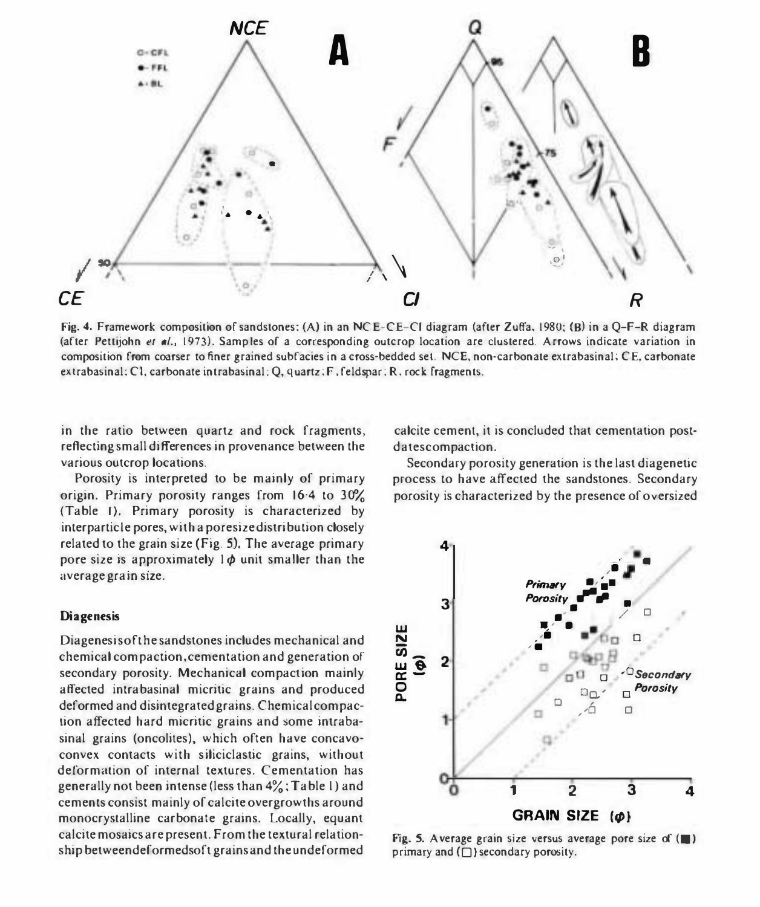Fig. 4. Framework composition of sandstones: (A) in an NCE–CE–CI diagram (after Zuffa, 1980; (B) in a Q–F–R diagram (after Pettijohn *et al.*, 1973). Samples of a corresponding outcrop location are clustered. Arrows indicate variation in composition from coarser to finer grained subfacies in a cross-bedded set. NCE, non-carbonate extrabasinal; CE, carbonate extrabasinal; CI, carbonate intrabasinal; Q, quartz; F, feldspar; R, rock fragments.

in the ratio between quartz and rock fragments, reflecting small differences in provenance between the various outcrop locations.

Porosity is interpreted to be mainly of primary origin. Primary porosity ranges from 16·4 to 30% (Table 1). Primary porosity is characterized by interparticle pores, with a poresize distribution closely related to the grain size (Fig. 5). The average primary pore size is approximately $1\phi$ unit smaller than the average grain size.

### Diagenesis

Diagenesis of the sandstones includes mechanical and chemical compaction, cementation and generation of secondary porosity. Mechanical compaction mainly affected intrabasinal micritic grains and produced deformed and disintegrated grains. Chemical compaction affected hard micritic grains and some intrabasinal grains (oncolites), which often have concavo-convex contacts with siliciclastic grains, without deformation of internal textures. Cementation has generally not been intense (less than 4%; Table 1) and cements consist mainly of calcite overgrowths around monocrystalline carbonate grains. Locally, equant calcite mosaics are present. From the textural relationship between deformed soft grains and the undeformed calcite cement, it is concluded that cementation post-dates compaction.

Secondary porosity generation is the last diagenetic process to have affected the sandstones. Secondary porosity is characterized by the presence of oversized

Fig. 5. Average grain size versus average pore size of (■) primary and (□) secondary porosity.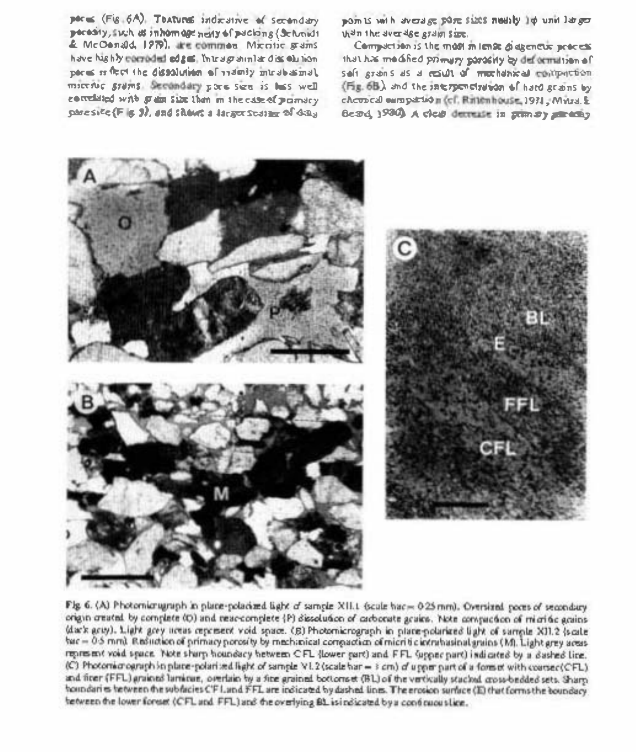pores (Fig. 6A). Features indicative of secondary porosity, such as inhomogeneity of packing (Schmidt & McDonald, 1979), are common. Micritic grains have highly corroded edges. Intragranular dissolution pores reflect the dissolution of mainly intrabasinal micritic grains. Secondary pore size is less well correlated with grain size than in the case of primary pore size (Fig. 3), and shows a larger scatter of data points with average pore sizes mostly 1φ unit larger than the average grain size.

Compaction is the most intense diagenetic process that has modified primary porosity by deformation of soft grains as a result of mechanical compaction (Fig. 6B), and the interpenetration of hard grains by chemical compaction (cf. Rittenhouse, 1971; Mitra & Beard, 1980). A clear decrease in primary porosity

Fig. 6. (A) Photomicrograph in plane-polarized light of sample XII.1 (scale bar = 0.25 mm). Oversized pores of secondary origin created by complete (O) and near-complete (P) dissolution of carbonate grains. Note compaction of micritic grains (dark grey). Light grey areas represent void space. (B) Photomicrograph in plane-polarized light of sample XII.2 (scale bar = 0.5 mm). Reduction of primary porosity by mechanical compaction of micritic intrabasinal grains (M). Light grey areas represent void space. Note sharp boundary between CFL (lower part) and FFL (upper part) indicated by a dashed line. (C) Photomicrograph in plane-polarized light of sample VI.2 (scale bar = 3 cm) of upper part of a foreset with coarser (CFL) and finer (FFL) grained laminae, overlain by a fine grained bottomset (BL) of the vertically stacked cross-bedded sets. Sharp boundaries between the subfacies CFL and FFL are indicated by dashed lines. The erosion surface (E) that forms the boundary between the lower foreset (CFL and FFL) and the overlying BL is indicated by a continuous line.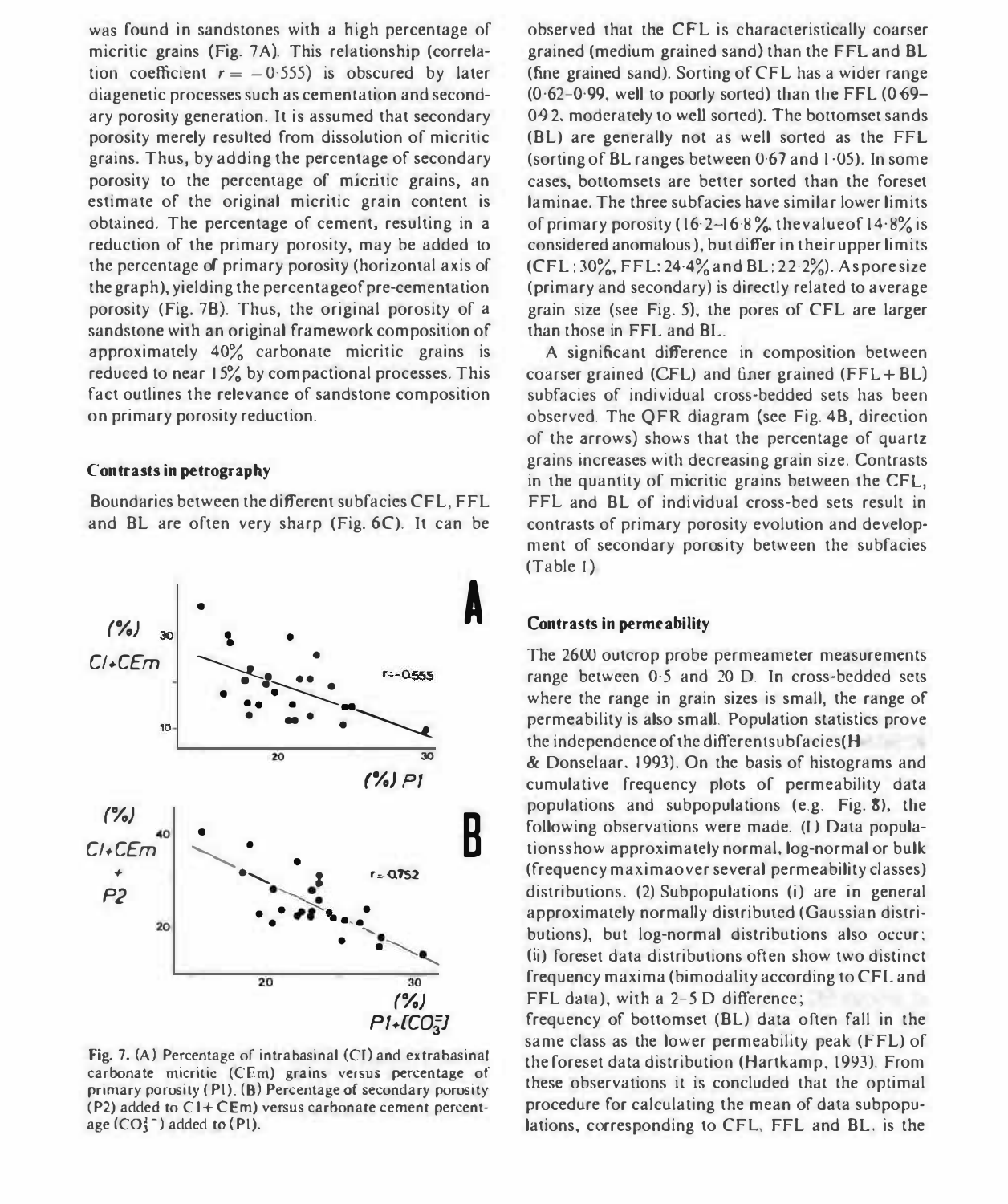was found in sandstones with a high percentage of micritic grains (Fig. 7A). This relationship (correlation coefficient $r = -0{\cdot}555$) is obscured by later diagenetic processes such as cementation and secondary porosity generation. It is assumed that secondary porosity merely resulted from dissolution of micritic grains. Thus, by adding the percentage of secondary porosity to the percentage of micritic grains, an estimate of the original micritic grain content is obtained. The percentage of cement, resulting in a reduction of the primary porosity, may be added to the percentage of primary porosity (horizontal axis of the graph), yielding the percentage of pre-cementation porosity (Fig. 7B). Thus, the original porosity of a sandstone with an original framework composition of approximately 40% carbonate micritic grains is reduced to near 15% by compactional processes. This fact outlines the relevance of sandstone composition on primary porosity reduction.

### Contrasts in petrography

Boundaries between the different subfacies CFL, FFL and BL are often very sharp (Fig. 6C). It can be observed that the CFL is characteristically coarser grained (medium grained sand) than the FFL and BL (fine grained sand). Sorting of CFL has a wider range (0·62–0·99, well to poorly sorted) than the FFL (0·69–0·92, moderately to well sorted). The bottomset sands (BL) are generally not as well sorted as the FFL (sorting of BL ranges between 0·67 and 1·05). In some cases, bottomsets are better sorted than the foreset laminae. The three subfacies have similar lower limits of primary porosity (16·2–16·8%, the value of 14·8% is considered anomalous), but differ in their upper limits (CFL: 30%, FFL: 24·4% and BL: 22·2%). As pore size (primary and secondary) is directly related to average grain size (see Fig. 5), the pores of CFL are larger than those in FFL and BL.

A significant difference in composition between coarser grained (CFL) and finer grained (FFL + BL) subfacies of individual cross-bedded sets has been observed. The QFR diagram (see Fig. 4B, direction of the arrows) shows that the percentage of quartz grains increases with decreasing grain size. Contrasts in the quantity of micritic grains between the CFL, FFL and BL of individual cross-bed sets result in contrasts of primary porosity evolution and development of secondary porosity between the subfacies (Table 1).

Fig. 7. (A) Percentage of intrabasinal (CI) and extrabasinal carbonate micritic (CEm) grains versus percentage of primary porosity (P1). (B) Percentage of secondary porosity (P2) added to CI + CEm) versus carbonate cement percentage ($CO_3^{2-}$) added to (P1).

### Contrasts in permeability

The 2600 outcrop probe permeameter measurements range between 0·5 and 20 D. In cross-bedded sets where the range in grain sizes is small, the range of permeability is also small. Population statistics prove the independence of the different subfacies (H & Donselaar, 1993). On the basis of histograms and cumulative frequency plots of permeability data populations and subpopulations (e.g. Fig. 8), the following observations were made. (1) Data populations show approximately normal, log-normal or bulk (frequency maxima over several permeability classes) distributions. (2) Subpopulations (i) are in general approximately normally distributed (Gaussian distributions), but log-normal distributions also occur; (ii) foreset data distributions often show two distinct frequency maxima (bimodality according to CFL and FFL data), with a 2–5 D difference;
frequency of bottomset (BL) data often fall in the same class as the lower permeability peak (FFL) of the foreset data distribution (Hartkamp, 1993). From these observations it is concluded that the optimal procedure for calculating the mean of data subpopulations, corresponding to CFL, FFL and BL, is the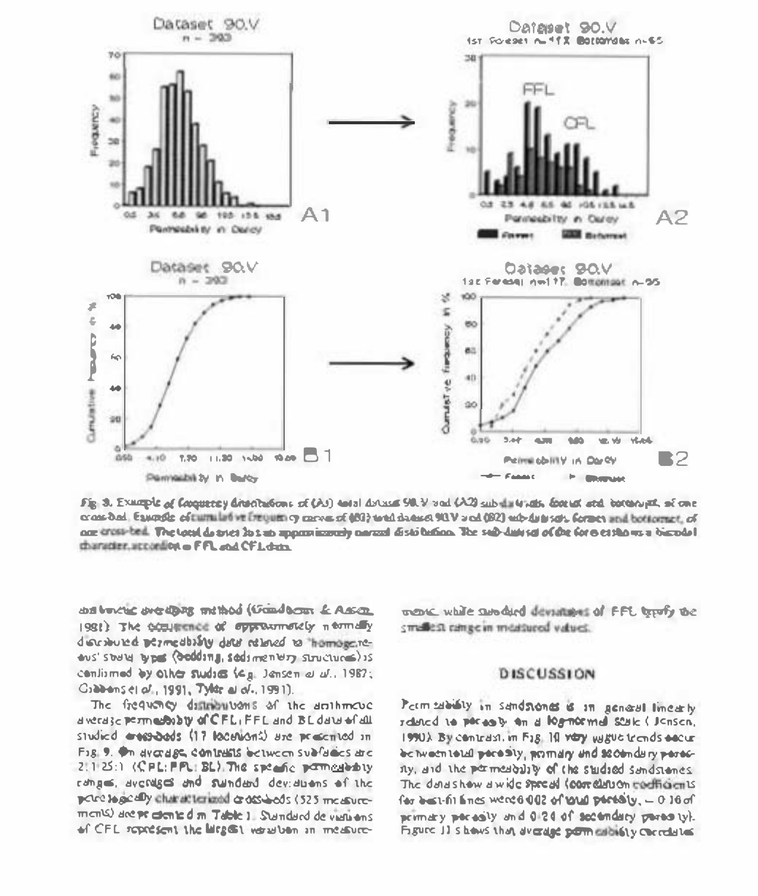Fig. 9. Example of frequency distributions of (A1) total dataset 90.V and (A2) sub-datasets, foreset and bottomset, of one cross-bed. Example of cumulative frequency curves of (B1) total dataset 90.V and (B2) sub-datasets, foreset and bottomset, of one cross-bed. The total dataset has an approximately normal distribution. The sub-dataset of the foreset shows a bimodal character, according to FFL and CFL data.

arithmetic averaging method (Gelhar & Axness 1983). The occurrence of approximately normally distributed permeability data related to 'homogeneous' strata types (bedding, sedimentary structures) is confirmed by other studies (e.g. Jensen et al., 1987; Gibbons et al., 1991; Tyler et al., 1991).

The frequency distributions of the arithmetic average permeability of CFL, FFL and BL data of all studied cross-beds (17 locations) are presented in Fig. 9. On average, contrasts between subfacies are 2:1.25:1 (CFL:FFL:BL). The specific permeability ranges, averages and standard deviations of the petrologically characterized cross-beds (525 measurements) are presented in Table 1. Standard deviations of CFL represent the largest variation in measurements while standard deviations of FFL typify the smallest range in measured values.

## DISCUSSION

Permeability in sandstones is in general linearly related to porosity on a log-normal scale (Jensen, 1990). By contrast, in Fig. 10 very vague trends occur between total porosity, primary and secondary porosity, and the permeability of the studied sandstones. The data show a wide spread (correlation coefficients for best-fit lines were 0.002 of total porosity, − 0.16 of primary porosity and 0.24 of secondary porosity). Figure 11 shows that average permeability correlates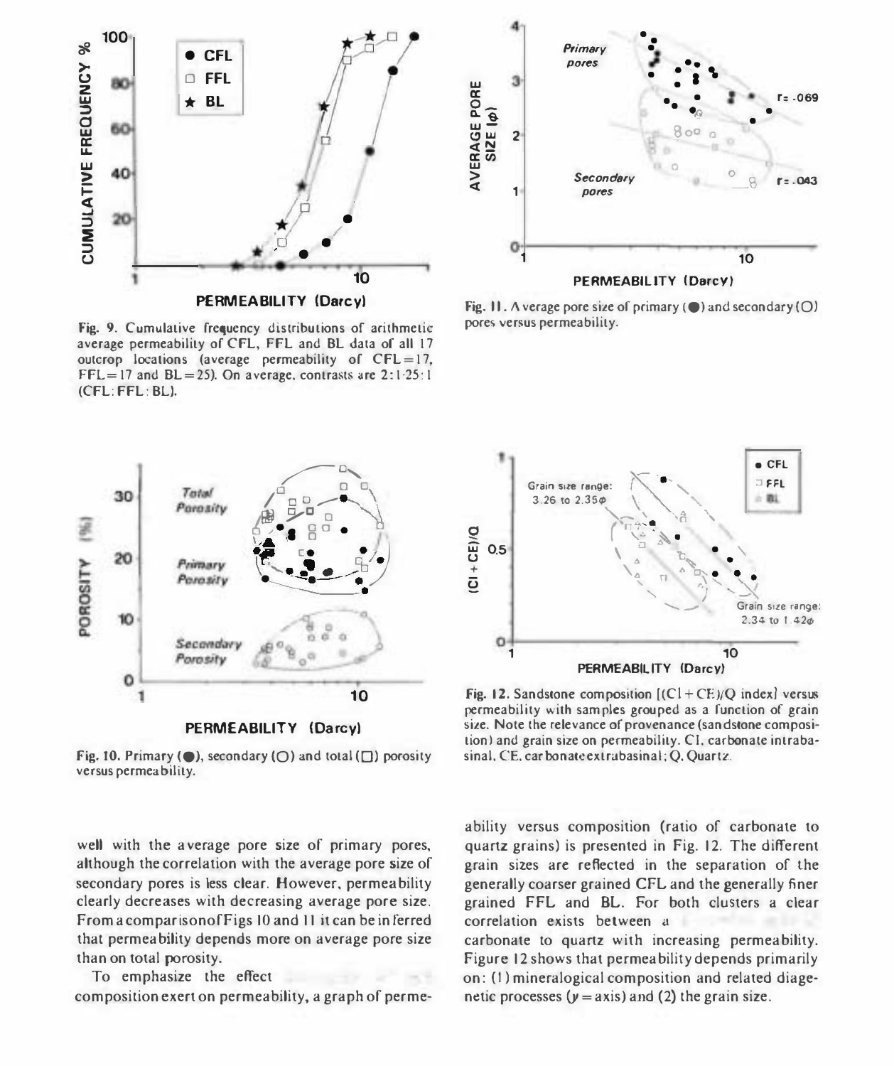Fig. 9. Cumulative frequency distributions of arithmetic average permeability of CFL, FFL and BL data of all 17 outcrop locations (average permeability of CFL = 17, FFL = 17 and BL = 25). On average, contrasts are 2:1·25:1 (CFL:FFL:BL).

Fig. 11. Average pore size of primary (●) and secondary (○) pores versus permeability.

Fig. 10. Primary (●), secondary (○) and total (□) porosity versus permeability.

Fig. 12. Sandstone composition [(CI + CE)/Q index] versus permeability with samples grouped as a function of grain size. Note the relevance of provenance (sandstone composition) and grain size on permeability. CI, carbonate intrabasinal, CE, carbonate extrabasinal; Q, Quartz.

well with the average pore size of primary pores, although the correlation with the average pore size of secondary pores is less clear. However, permeability clearly decreases with decreasing average pore size. From a comparison of Figs 10 and 11 it can be inferred that permeability depends more on average pore size than on total porosity.

To emphasize the effect composition exert on permeability, a graph of permeability versus composition (ratio of carbonate to quartz grains) is presented in Fig. 12. The different grain sizes are reflected in the separation of the generally coarser grained CFL and the generally finer grained FFL and BL. For both clusters a clear correlation exists between a carbonate to quartz with increasing permeability. Figure 12 shows that permeability depends primarily on: (1) mineralogical composition and related diagenetic processes ($y$ = axis) and (2) the grain size.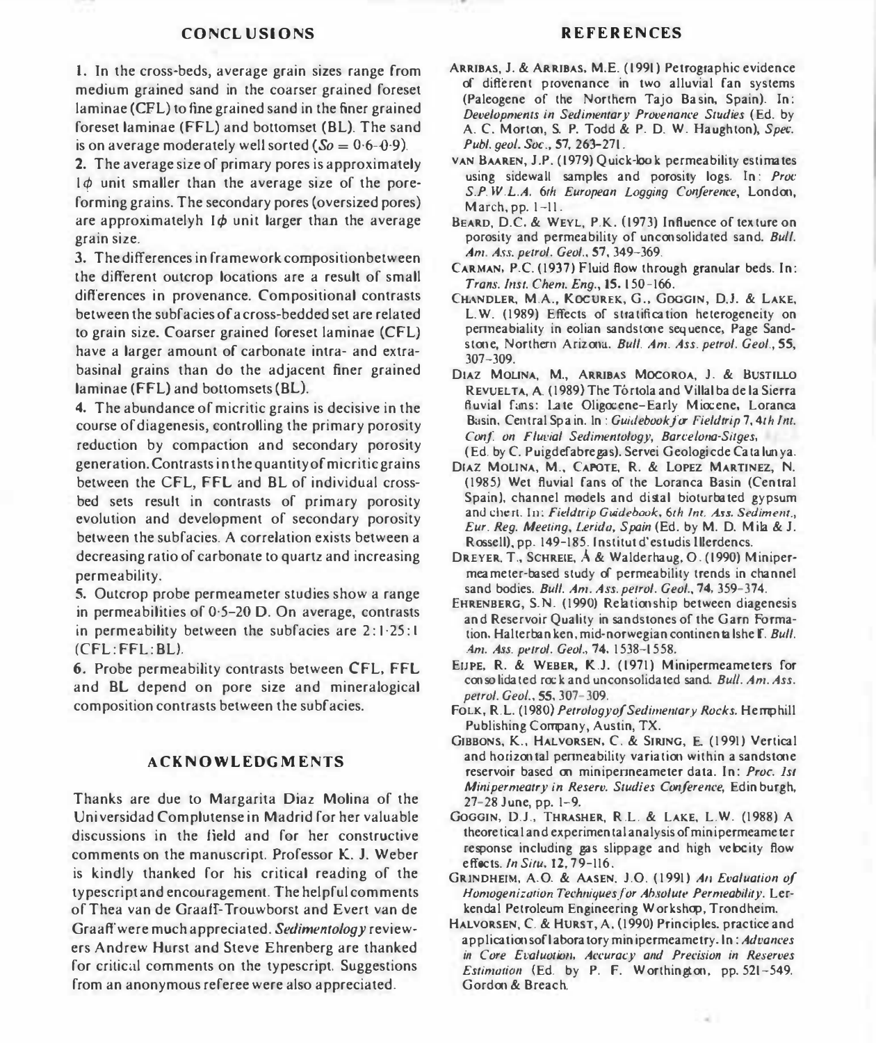## CONCLUSIONS

1. In the cross-beds, average grain sizes range from medium grained sand in the coarser grained foreset laminae (CFL) to fine grained sand in the finer grained foreset laminae (FFL) and bottomset (BL). The sand is on average moderately well sorted ($So = 0{\cdot}6$–$0{\cdot}9$).

2. The average size of primary pores is approximately $1\phi$ unit smaller than the average size of the pore-forming grains. The secondary pores (oversized pores) are approximatelyh $1\phi$ unit larger than the average grain size.

3. The differences in framework composition between the different outcrop locations are a result of small differences in provenance. Compositional contrasts between the subfacies of a cross-bedded set are related to grain size. Coarser grained foreset laminae (CFL) have a larger amount of carbonate intra- and extra-basinal grains than do the adjacent finer grained laminae (FFL) and bottomsets (BL).

4. The abundance of micritic grains is decisive in the course of diagenesis, controlling the primary porosity reduction by compaction and secondary porosity generation. Contrasts in the quantity of micritic grains between the CFL, FFL and BL of individual cross-bed sets result in contrasts of primary porosity evolution and development of secondary porosity between the subfacies. A correlation exists between a decreasing ratio of carbonate to quartz and increasing permeability.

5. Outcrop probe permeameter studies show a range in permeabilities of 0·5–20 D. On average, contrasts in permeability between the subfacies are 2:1·25:1 (CFL:FFL:BL).

6. Probe permeability contrasts between CFL, FFL and BL depend on pore size and mineralogical composition contrasts between the subfacies.

## ACKNOWLEDGMENTS

Thanks are due to Margarita Diaz Molina of the Universidad Complutense in Madrid for her valuable discussions in the field and for her constructive comments on the manuscript. Professor K. J. Weber is kindly thanked for his critical reading of the typescript and encouragement. The helpful comments of Thea van de Graaff-Trouwborst and Evert van de Graaff were much appreciated. *Sedimentology* reviewers Andrew Hurst and Steve Ehrenberg are thanked for critical comments on the typescript. Suggestions from an anonymous referee were also appreciated.

## REFERENCES

Arribas, J. & Arribas, M.E. (1991) Petrographic evidence of different provenance in two alluvial fan systems (Paleogene of the Northern Tajo Basin, Spain). In: *Developments in Sedimentary Provenance Studies* (Ed. by A. C. Morton, S. P. Todd & P. D. W. Haughton), *Spec. Publ. geol. Soc.*, 57, 263–271.

van Baaren, J.P. (1979) Quick-look permeability estimates using sidewall samples and porosity logs. In: *Proc S.P.W.L.A. 6th European Logging Conference*, London, March, pp. 1–11.

Beard, D.C. & Weyl, P.K. (1973) Influence of texture on porosity and permeability of unconsolidated sand. *Bull. Am. Ass. petrol. Geol.*, 57, 349–369.

Carman, P.C. (1937) Fluid flow through granular beds. In: *Trans. Inst. Chem. Eng.*, 15, 150–166.

Chandler, M.A., Kocurek, G., Goggin, D.J. & Lake, L.W. (1989) Effects of stratification heterogeneity on permeability in eolian sandstone sequence, Page Sandstone, Northern Arizona. *Bull. Am. Ass. petrol. Geol.*, 55, 307–309.

Diaz Molina, M., Arribas Mocoroa, J. & Bustillo Revuelta, A. (1989) The Tórtola and Villalba de la Sierra fluvial fans: Late Oligocene–Early Miocene, Loranca Basin, Central Spain. In: *Guidebook for Fieldtrip 7, 4th Int. Conf. on Fluvial Sedimentology, Barcelona-Sitges*, (Ed. by C. Puigdefabregas). Servei Geologic de Catalunya.

Diaz Molina, M., Capote, R. & Lopez Martinez, N. (1985) Wet fluvial fans of the Loranca Basin (Central Spain), channel models and distal bioturbated gypsum and chert. In: *Fieldtrip Guidebook, 6th Int. Ass. Sediment., Eur. Reg. Meeting, Lerida, Spain* (Ed. by M. D. Mila & J. Rosell), pp. 149–185. Institut d'estudis Illerdencs.

Dreyer, T., Schreie, Å & Walderhaug, O. (1990) Minipermeameter-based study of permeability trends in channel sand bodies. *Bull. Am. Ass. petrol. Geol.*, 74, 359–374.

Ehrenberg, S.N. (1990) Relationship between diagenesis and Reservoir Quality in sandstones of the Garn Formation, Halterbanken, mid-norwegian continentalshelf. *Bull. Am. Ass. petrol. Geol.*, 74, 1538–1558.

Eijpe, R. & Weber, K.J. (1971) Minipermeameters for consolidated rock and unconsolidated sand. *Bull. Am. Ass. petrol. Geol.*, 55, 307–309.

Folk, R.L. (1980) *Petrology of Sedimentary Rocks*. Hemphill Publishing Company, Austin, TX.

Gibbons, K., Halvorsen, C. & Siring, E. (1991) Vertical and horizontal permeability variation within a sandstone reservoir based on minipermeameter data. In: *Proc. 1st Minipermeatry in Reserv. Studies Conference*, Edinburgh, 27–28 June, pp. 1–9.

Goggin, D.J., Thrasher, R.L. & Lake, L.W. (1988) A theoretical and experimental analysis of minipermeameter response including gas slippage and high velocity flow effects. *In Situ*, 12, 79–116.

Grindheim, A.O. & Aasen, J.O. (1991) *An Evaluation of Homogenization Techniques for Absolute Permeability*. Lerkendal Petroleum Engineering Workshop, Trondheim.

Halvorsen, C. & Hurst, A. (1990) Principles. practice and applications of laboratory minipermeametry. In: *Advances in Core Evaluation, Accuracy and Precision in Reserves Estimation* (Ed. by P. F. Worthington, pp. 521–549. Gordon & Breach.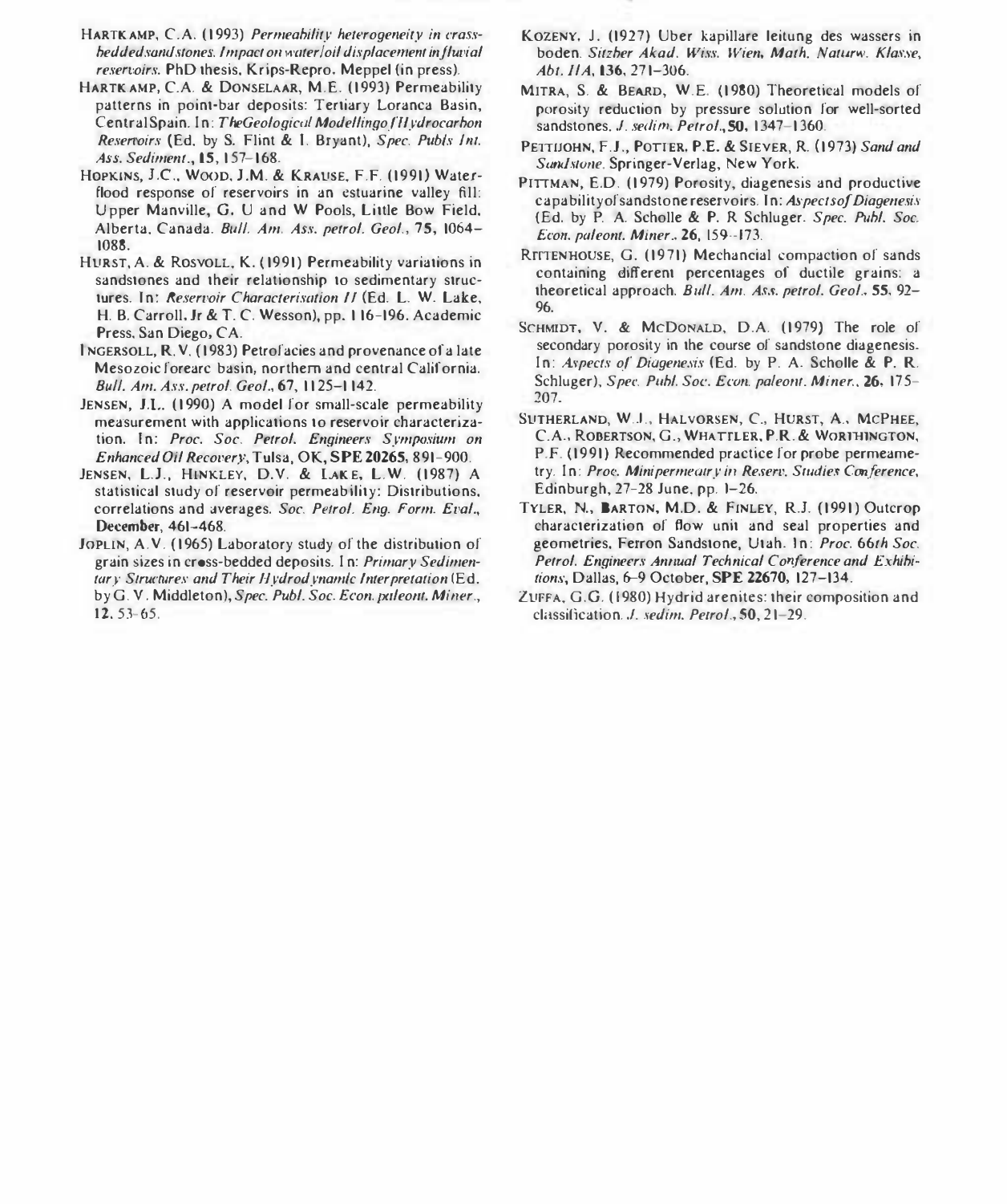HARTKAMP, C.A. (1993) *Permeability heterogeneity in cross-bedded sandstones. Impact on water/oil displacement in fluvial reservoirs.* PhD thesis, Krips-Repro, Meppel (in press).

HARTKAMP, C.A. & DONSELAAR, M.E. (1993) Permeability patterns in point-bar deposits: Tertiary Loranca Basin, Central Spain. In: *The Geological Modelling of Hydrocarbon Reservoirs* (Ed. by S. Flint & I. Bryant), *Spec. Publs Int. Ass. Sediment.*, **15**, 157–168.

HOPKINS, J.C., WOOD, J.M. & KRAUSE, F.F. (1991) Waterflood response of reservoirs in an estuarine valley fill: Upper Manville, G, U and W Pools, Little Bow Field, Alberta, Canada. *Bull. Am. Ass. petrol. Geol.*, **75**, 1064–1088.

HURST, A. & ROSVOLL, K. (1991) Permeability variations in sandstones and their relationship to sedimentary structures. In: *Reservoir Characterisation II* (Ed. L. W. Lake, H. B. Carroll, Jr & T. C. Wesson), pp. 116–196. Academic Press, San Diego, CA.

INGERSOLL, R.V. (1983) Petrofacies and provenance of a late Mesozoic forearc basin, northern and central California. *Bull. Am. Ass. petrol. Geol.*, **67**, 1125–1142.

JENSEN, J.L. (1990) A model for small-scale permeability measurement with applications to reservoir characterization. In: *Proc. Soc. Petrol. Engineers Symposium on Enhanced Oil Recovery*, Tulsa, OK, **SPE 20265**, 891–900.

JENSEN, L.J., HINKLEY, D.V. & LAKE, L.W. (1987) A statistical study of reservoir permeability: Distributions, correlations and averages. *Soc. Petrol. Eng. Form. Eval.*, **December**, 461–468.

JOPLIN, A.V. (1965) Laboratory study of the distribution of grain sizes in cross-bedded deposits. In: *Primary Sedimentary Structures and Their Hydrodynamic Interpretation* (Ed. by G. V. Middleton), *Spec. Publ. Soc. Econ. paleont. Miner.*, **12**, 53–65.

KOZENY, J. (1927) Uber kapillare leitung des wassers in boden. *Sitzber Akad. Wiss. Wien, Math. Naturw. Klasse, Abt. IIA*, **136**, 271–306.

MITRA, S. & BEARD, W.E. (1980) Theoretical models of porosity reduction by pressure solution for well-sorted sandstones. *J. sedim. Petrol.*, **50**, 1347–1360.

PETTIJOHN, F.J., POTTER, P.E. & SIEVER, R. (1973) *Sand and Sandstone.* Springer-Verlag, New York.

PITTMAN, E.D. (1979) Porosity, diagenesis and productive capability of sandstone reservoirs. In: *Aspects of Diagenesis* (Ed. by P. A. Scholle & P. R. Schluger. *Spec. Publ. Soc. Econ. paleont. Miner.*, **26**, 159–173.

RITTENHOUSE, G. (1971) Mechancial compaction of sands containing different percentages of ductile grains: a theoretical approach. *Bull. Am. Ass. petrol. Geol.*, **55**, 92–96.

SCHMIDT, V. & MCDONALD, D.A. (1979) The role of secondary porosity in the course of sandstone diagenesis. In: *Aspects of Diagenesis* (Ed. by P. A. Scholle & P. R. Schluger), *Spec. Publ. Soc. Econ. paleont. Miner.*, **26**, 175–207.

SUTHERLAND, W.J., HALVORSEN, C., HURST, A., MCPHEE, C.A., ROBERTSON, G., WHATTLER, P.R. & WORTHINGTON, P.F. (1991) Recommended practice for probe permeametry. In: *Proc. Minipermeatry in Reserv. Studies Conference*, Edinburgh, 27–28 June, pp. 1–26.

TYLER, N., BARTON, M.D. & FINLEY, R.J. (1991) Outcrop characterization of flow unit and seal properties and geometries, Ferron Sandstone, Utah. In: *Proc. 66th Soc. Petrol. Engineers Annual Technical Conference and Exhibitions*, Dallas, 6–9 October, **SPE 22670**, 127–134.

ZUFFA, G.G. (1980) Hydrid arenites: their composition and classification. *J. sedim. Petrol.*, **50**, 21–29.